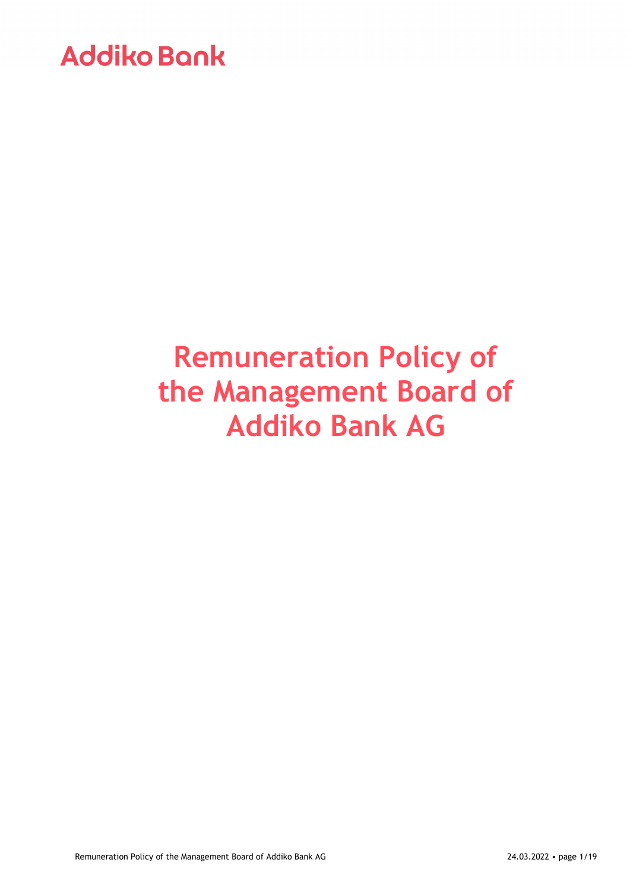Addiko Bank

# Remuneration Policy of the Management Board of Addiko Bank AG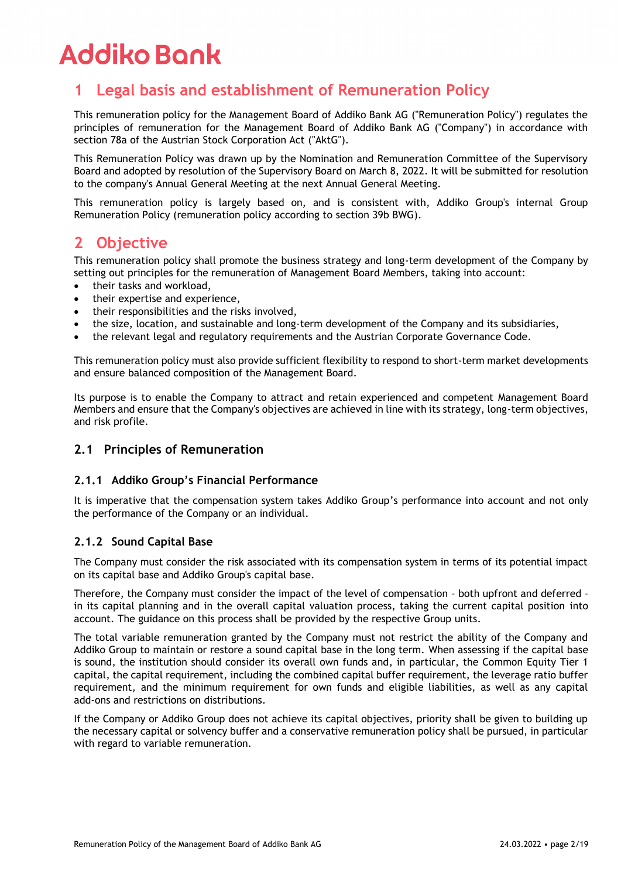# 1 Legal basis and establishment of Remuneration Policy

This remuneration policy for the Management Board of Addiko Bank AG ("Remuneration Policy") regulates the principles of remuneration for the Management Board of Addiko Bank AG ("Company") in accordance with section 78a of the Austrian Stock Corporation Act ("AktG").

This Remuneration Policy was drawn up by the Nomination and Remuneration Committee of the Supervisory Board and adopted by resolution of the Supervisory Board on March 8, 2022. It will be submitted for resolution to the company's Annual General Meeting at the next Annual General Meeting.

This remuneration policy is largely based on, and is consistent with, Addiko Group's internal Group Remuneration Policy (remuneration policy according to section 39b BWG).

# 2 Objective

This remuneration policy shall promote the business strategy and long-term development of the Company by setting out principles for the remuneration of Management Board Members, taking into account:

- their tasks and workload,
- their expertise and experience,
- their responsibilities and the risks involved,
- the size, location, and sustainable and long-term development of the Company and its subsidiaries,
- the relevant legal and regulatory requirements and the Austrian Corporate Governance Code.

This remuneration policy must also provide sufficient flexibility to respond to short-term market developments and ensure balanced composition of the Management Board.

Its purpose is to enable the Company to attract and retain experienced and competent Management Board Members and ensure that the Company's objectives are achieved in line with its strategy, long-term objectives, and risk profile.

## 2.1 Principles of Remuneration

### 2.1.1 Addiko Group's Financial Performance

It is imperative that the compensation system takes Addiko Group's performance into account and not only the performance of the Company or an individual.

### 2.1.2 Sound Capital Base

The Company must consider the risk associated with its compensation system in terms of its potential impact on its capital base and Addiko Group's capital base.

Therefore, the Company must consider the impact of the level of compensation – both upfront and deferred – in its capital planning and in the overall capital valuation process, taking the current capital position into account. The guidance on this process shall be provided by the respective Group units.

The total variable remuneration granted by the Company must not restrict the ability of the Company and Addiko Group to maintain or restore a sound capital base in the long term. When assessing if the capital base is sound, the institution should consider its overall own funds and, in particular, the Common Equity Tier 1 capital, the capital requirement, including the combined capital buffer requirement, the leverage ratio buffer requirement, and the minimum requirement for own funds and eligible liabilities, as well as any capital add-ons and restrictions on distributions.

If the Company or Addiko Group does not achieve its capital objectives, priority shall be given to building up the necessary capital or solvency buffer and a conservative remuneration policy shall be pursued, in particular with regard to variable remuneration.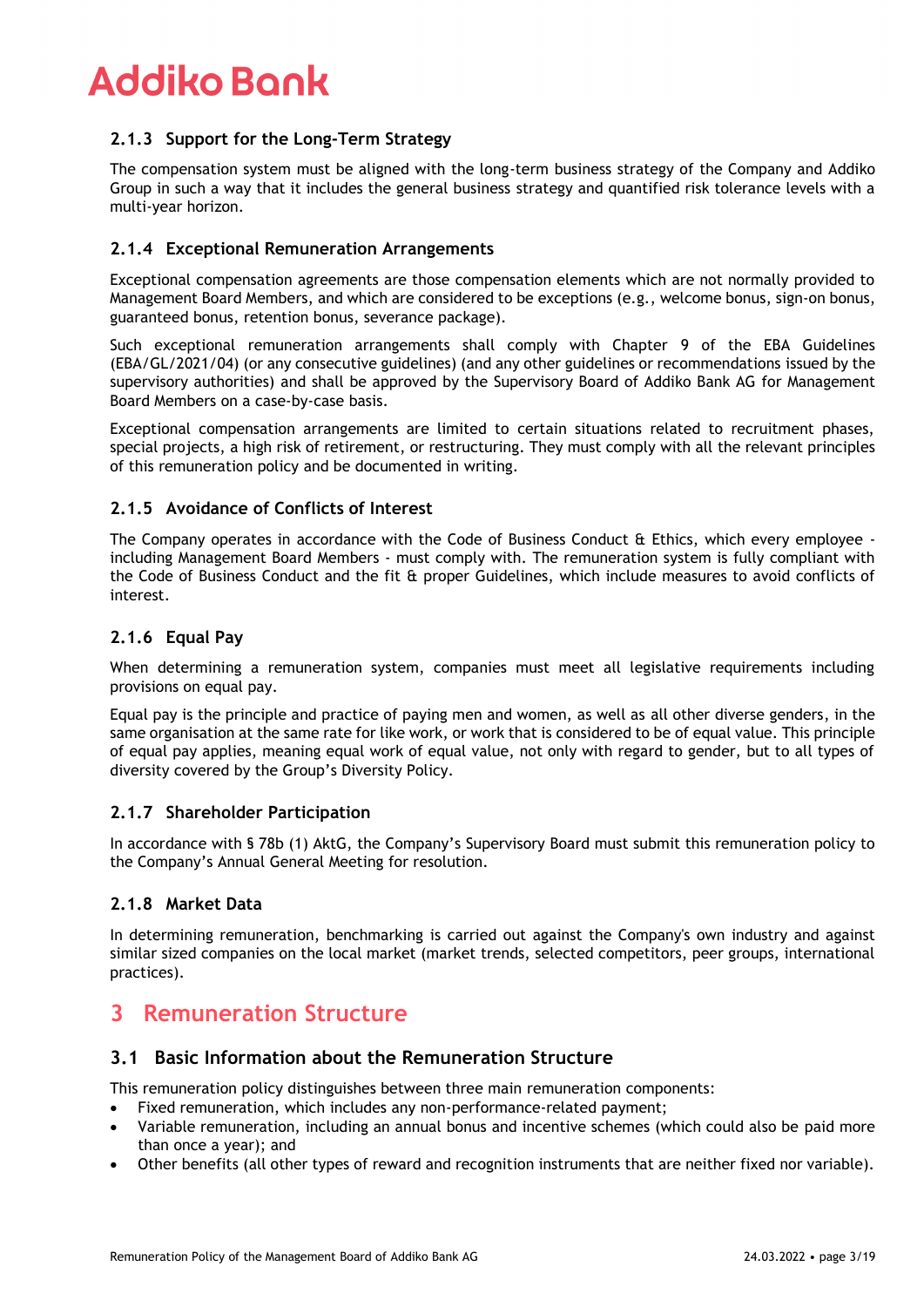### 2.1.3 Support for the Long-Term Strategy

The compensation system must be aligned with the long-term business strategy of the Company and Addiko Group in such a way that it includes the general business strategy and quantified risk tolerance levels with a multi-year horizon.

### 2.1.4 Exceptional Remuneration Arrangements

Exceptional compensation agreements are those compensation elements which are not normally provided to Management Board Members, and which are considered to be exceptions (e.g., welcome bonus, sign-on bonus, guaranteed bonus, retention bonus, severance package).

Such exceptional remuneration arrangements shall comply with Chapter 9 of the EBA Guidelines (EBA/GL/2021/04) (or any consecutive guidelines) (and any other guidelines or recommendations issued by the supervisory authorities) and shall be approved by the Supervisory Board of Addiko Bank AG for Management Board Members on a case-by-case basis.

Exceptional compensation arrangements are limited to certain situations related to recruitment phases, special projects, a high risk of retirement, or restructuring. They must comply with all the relevant principles of this remuneration policy and be documented in writing.

### 2.1.5 Avoidance of Conflicts of Interest

The Company operates in accordance with the Code of Business Conduct & Ethics, which every employee - including Management Board Members - must comply with. The remuneration system is fully compliant with the Code of Business Conduct and the fit & proper Guidelines, which include measures to avoid conflicts of interest.

### 2.1.6 Equal Pay

When determining a remuneration system, companies must meet all legislative requirements including provisions on equal pay.

Equal pay is the principle and practice of paying men and women, as well as all other diverse genders, in the same organisation at the same rate for like work, or work that is considered to be of equal value. This principle of equal pay applies, meaning equal work of equal value, not only with regard to gender, but to all types of diversity covered by the Group's Diversity Policy.

### 2.1.7 Shareholder Participation

In accordance with § 78b (1) AktG, the Company's Supervisory Board must submit this remuneration policy to the Company's Annual General Meeting for resolution.

### 2.1.8 Market Data

In determining remuneration, benchmarking is carried out against the Company's own industry and against similar sized companies on the local market (market trends, selected competitors, peer groups, international practices).

# 3 Remuneration Structure

## 3.1 Basic Information about the Remuneration Structure

This remuneration policy distinguishes between three main remuneration components:

- Fixed remuneration, which includes any non-performance-related payment;
- Variable remuneration, including an annual bonus and incentive schemes (which could also be paid more than once a year); and
- Other benefits (all other types of reward and recognition instruments that are neither fixed nor variable).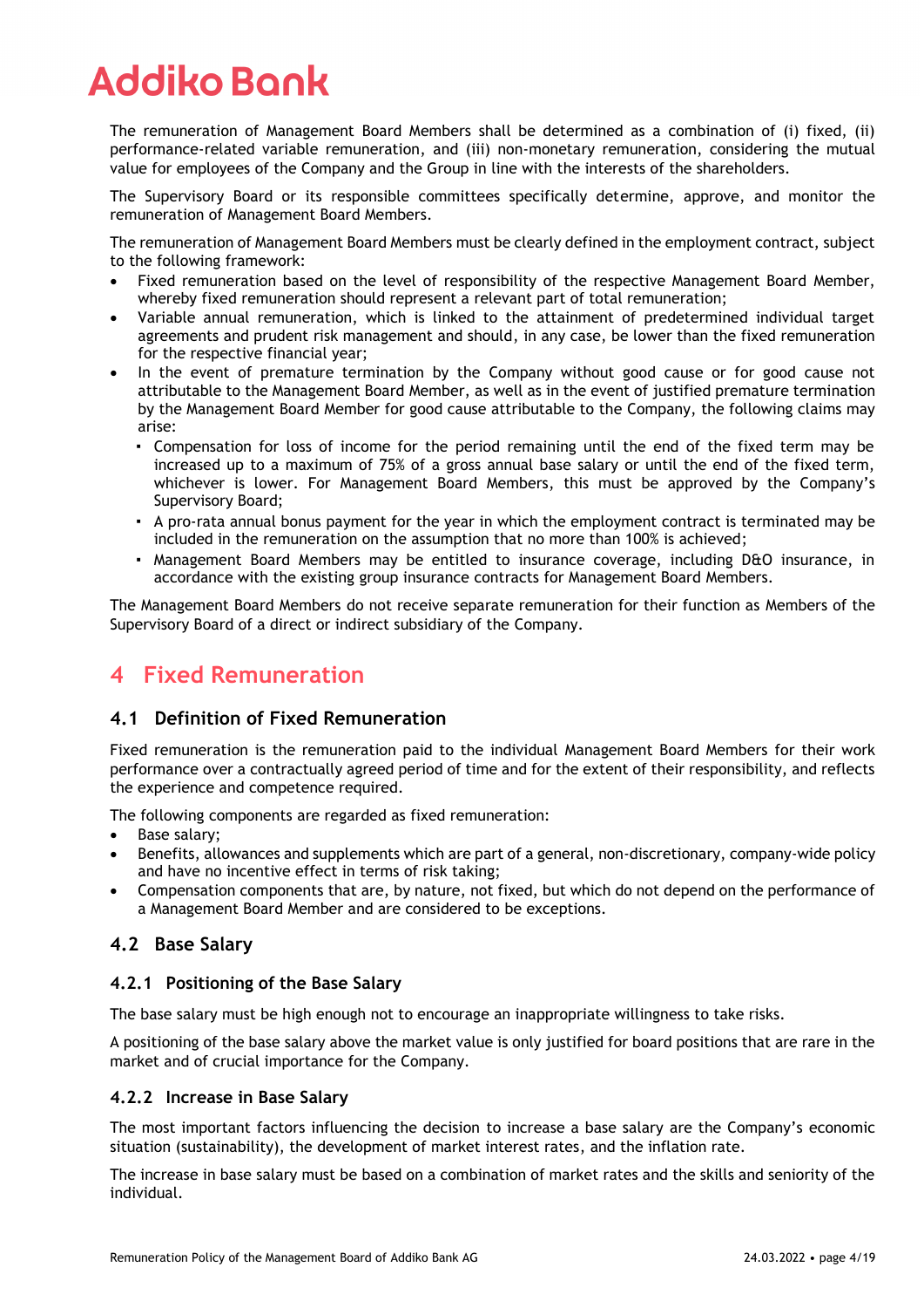The remuneration of Management Board Members shall be determined as a combination of (i) fixed, (ii) performance-related variable remuneration, and (iii) non-monetary remuneration, considering the mutual value for employees of the Company and the Group in line with the interests of the shareholders.

The Supervisory Board or its responsible committees specifically determine, approve, and monitor the remuneration of Management Board Members.

The remuneration of Management Board Members must be clearly defined in the employment contract, subject to the following framework:

- Fixed remuneration based on the level of responsibility of the respective Management Board Member, whereby fixed remuneration should represent a relevant part of total remuneration;
- Variable annual remuneration, which is linked to the attainment of predetermined individual target agreements and prudent risk management and should, in any case, be lower than the fixed remuneration for the respective financial year;
- In the event of premature termination by the Company without good cause or for good cause not attributable to the Management Board Member, as well as in the event of justified premature termination by the Management Board Member for good cause attributable to the Company, the following claims may arise:
  - Compensation for loss of income for the period remaining until the end of the fixed term may be increased up to a maximum of 75% of a gross annual base salary or until the end of the fixed term, whichever is lower. For Management Board Members, this must be approved by the Company's Supervisory Board;
  - A pro-rata annual bonus payment for the year in which the employment contract is terminated may be included in the remuneration on the assumption that no more than 100% is achieved;
  - Management Board Members may be entitled to insurance coverage, including D&O insurance, in accordance with the existing group insurance contracts for Management Board Members.

The Management Board Members do not receive separate remuneration for their function as Members of the Supervisory Board of a direct or indirect subsidiary of the Company.

# 4 Fixed Remuneration

## 4.1 Definition of Fixed Remuneration

Fixed remuneration is the remuneration paid to the individual Management Board Members for their work performance over a contractually agreed period of time and for the extent of their responsibility, and reflects the experience and competence required.

The following components are regarded as fixed remuneration:

- Base salary;
- Benefits, allowances and supplements which are part of a general, non-discretionary, company-wide policy and have no incentive effect in terms of risk taking;
- Compensation components that are, by nature, not fixed, but which do not depend on the performance of a Management Board Member and are considered to be exceptions.

## 4.2 Base Salary

### 4.2.1 Positioning of the Base Salary

The base salary must be high enough not to encourage an inappropriate willingness to take risks.

A positioning of the base salary above the market value is only justified for board positions that are rare in the market and of crucial importance for the Company.

### 4.2.2 Increase in Base Salary

The most important factors influencing the decision to increase a base salary are the Company's economic situation (sustainability), the development of market interest rates, and the inflation rate.

The increase in base salary must be based on a combination of market rates and the skills and seniority of the individual.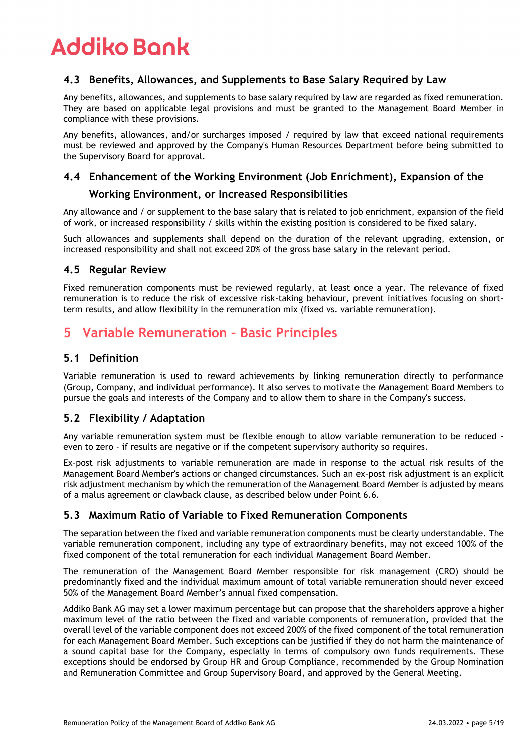### 4.3 Benefits, Allowances, and Supplements to Base Salary Required by Law

Any benefits, allowances, and supplements to base salary required by law are regarded as fixed remuneration. They are based on applicable legal provisions and must be granted to the Management Board Member in compliance with these provisions.

Any benefits, allowances, and/or surcharges imposed / required by law that exceed national requirements must be reviewed and approved by the Company's Human Resources Department before being submitted to the Supervisory Board for approval.

### 4.4 Enhancement of the Working Environment (Job Enrichment), Expansion of the Working Environment, or Increased Responsibilities

Any allowance and / or supplement to the base salary that is related to job enrichment, expansion of the field of work, or increased responsibility / skills within the existing position is considered to be fixed salary.

Such allowances and supplements shall depend on the duration of the relevant upgrading, extension, or increased responsibility and shall not exceed 20% of the gross base salary in the relevant period.

### 4.5 Regular Review

Fixed remuneration components must be reviewed regularly, at least once a year. The relevance of fixed remuneration is to reduce the risk of excessive risk-taking behaviour, prevent initiatives focusing on short-term results, and allow flexibility in the remuneration mix (fixed vs. variable remuneration).

## 5 Variable Remuneration – Basic Principles

### 5.1 Definition

Variable remuneration is used to reward achievements by linking remuneration directly to performance (Group, Company, and individual performance). It also serves to motivate the Management Board Members to pursue the goals and interests of the Company and to allow them to share in the Company's success.

### 5.2 Flexibility / Adaptation

Any variable remuneration system must be flexible enough to allow variable remuneration to be reduced - even to zero - if results are negative or if the competent supervisory authority so requires.

Ex-post risk adjustments to variable remuneration are made in response to the actual risk results of the Management Board Member's actions or changed circumstances. Such an ex-post risk adjustment is an explicit risk adjustment mechanism by which the remuneration of the Management Board Member is adjusted by means of a malus agreement or clawback clause, as described below under Point 6.6.

### 5.3 Maximum Ratio of Variable to Fixed Remuneration Components

The separation between the fixed and variable remuneration components must be clearly understandable. The variable remuneration component, including any type of extraordinary benefits, may not exceed 100% of the fixed component of the total remuneration for each individual Management Board Member.

The remuneration of the Management Board Member responsible for risk management (CRO) should be predominantly fixed and the individual maximum amount of total variable remuneration should never exceed 50% of the Management Board Member's annual fixed compensation.

Addiko Bank AG may set a lower maximum percentage but can propose that the shareholders approve a higher maximum level of the ratio between the fixed and variable components of remuneration, provided that the overall level of the variable component does not exceed 200% of the fixed component of the total remuneration for each Management Board Member. Such exceptions can be justified if they do not harm the maintenance of a sound capital base for the Company, especially in terms of compulsory own funds requirements. These exceptions should be endorsed by Group HR and Group Compliance, recommended by the Group Nomination and Remuneration Committee and Group Supervisory Board, and approved by the General Meeting.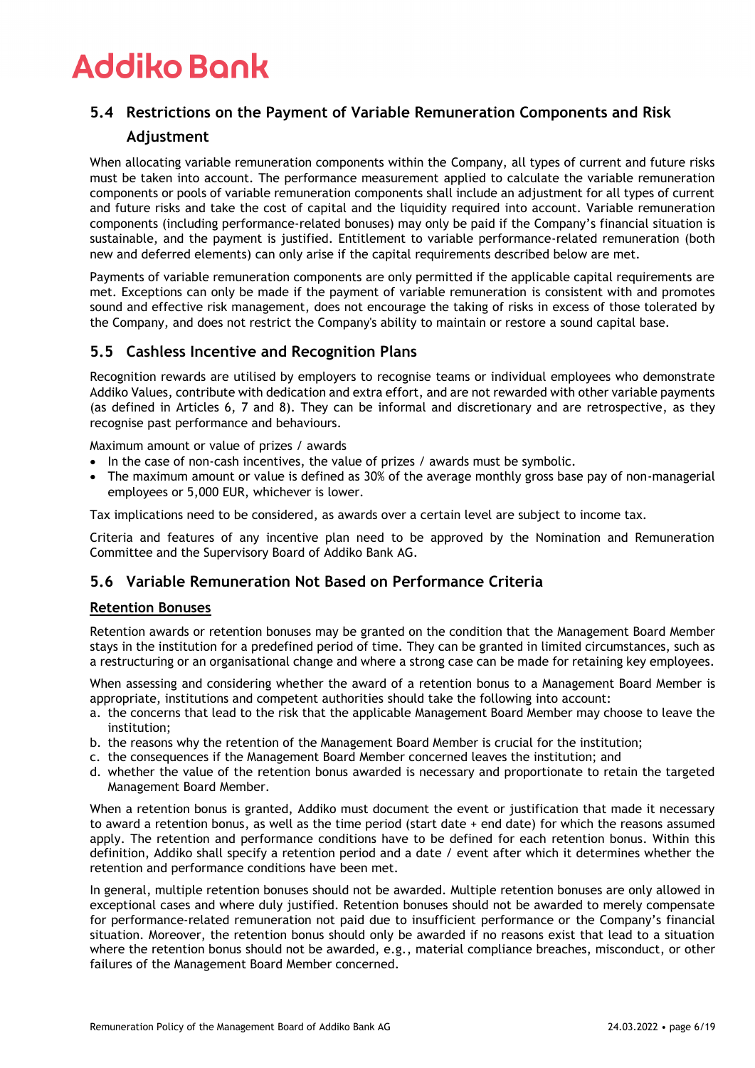## 5.4 Restrictions on the Payment of Variable Remuneration Components and Risk Adjustment

When allocating variable remuneration components within the Company, all types of current and future risks must be taken into account. The performance measurement applied to calculate the variable remuneration components or pools of variable remuneration components shall include an adjustment for all types of current and future risks and take the cost of capital and the liquidity required into account. Variable remuneration components (including performance-related bonuses) may only be paid if the Company's financial situation is sustainable, and the payment is justified. Entitlement to variable performance-related remuneration (both new and deferred elements) can only arise if the capital requirements described below are met.

Payments of variable remuneration components are only permitted if the applicable capital requirements are met. Exceptions can only be made if the payment of variable remuneration is consistent with and promotes sound and effective risk management, does not encourage the taking of risks in excess of those tolerated by the Company, and does not restrict the Company's ability to maintain or restore a sound capital base.

## 5.5 Cashless Incentive and Recognition Plans

Recognition rewards are utilised by employers to recognise teams or individual employees who demonstrate Addiko Values, contribute with dedication and extra effort, and are not rewarded with other variable payments (as defined in Articles 6, 7 and 8). They can be informal and discretionary and are retrospective, as they recognise past performance and behaviours.

Maximum amount or value of prizes / awards

- In the case of non-cash incentives, the value of prizes / awards must be symbolic.
- The maximum amount or value is defined as 30% of the average monthly gross base pay of non-managerial employees or 5,000 EUR, whichever is lower.

Tax implications need to be considered, as awards over a certain level are subject to income tax.

Criteria and features of any incentive plan need to be approved by the Nomination and Remuneration Committee and the Supervisory Board of Addiko Bank AG.

## 5.6 Variable Remuneration Not Based on Performance Criteria

**Retention Bonuses**

Retention awards or retention bonuses may be granted on the condition that the Management Board Member stays in the institution for a predefined period of time. They can be granted in limited circumstances, such as a restructuring or an organisational change and where a strong case can be made for retaining key employees.

When assessing and considering whether the award of a retention bonus to a Management Board Member is appropriate, institutions and competent authorities should take the following into account:

a. the concerns that lead to the risk that the applicable Management Board Member may choose to leave the institution;
b. the reasons why the retention of the Management Board Member is crucial for the institution;
c. the consequences if the Management Board Member concerned leaves the institution; and
d. whether the value of the retention bonus awarded is necessary and proportionate to retain the targeted Management Board Member.

When a retention bonus is granted, Addiko must document the event or justification that made it necessary to award a retention bonus, as well as the time period (start date + end date) for which the reasons assumed apply. The retention and performance conditions have to be defined for each retention bonus. Within this definition, Addiko shall specify a retention period and a date / event after which it determines whether the retention and performance conditions have been met.

In general, multiple retention bonuses should not be awarded. Multiple retention bonuses are only allowed in exceptional cases and where duly justified. Retention bonuses should not be awarded to merely compensate for performance-related remuneration not paid due to insufficient performance or the Company's financial situation. Moreover, the retention bonus should only be awarded if no reasons exist that lead to a situation where the retention bonus should not be awarded, e.g., material compliance breaches, misconduct, or other failures of the Management Board Member concerned.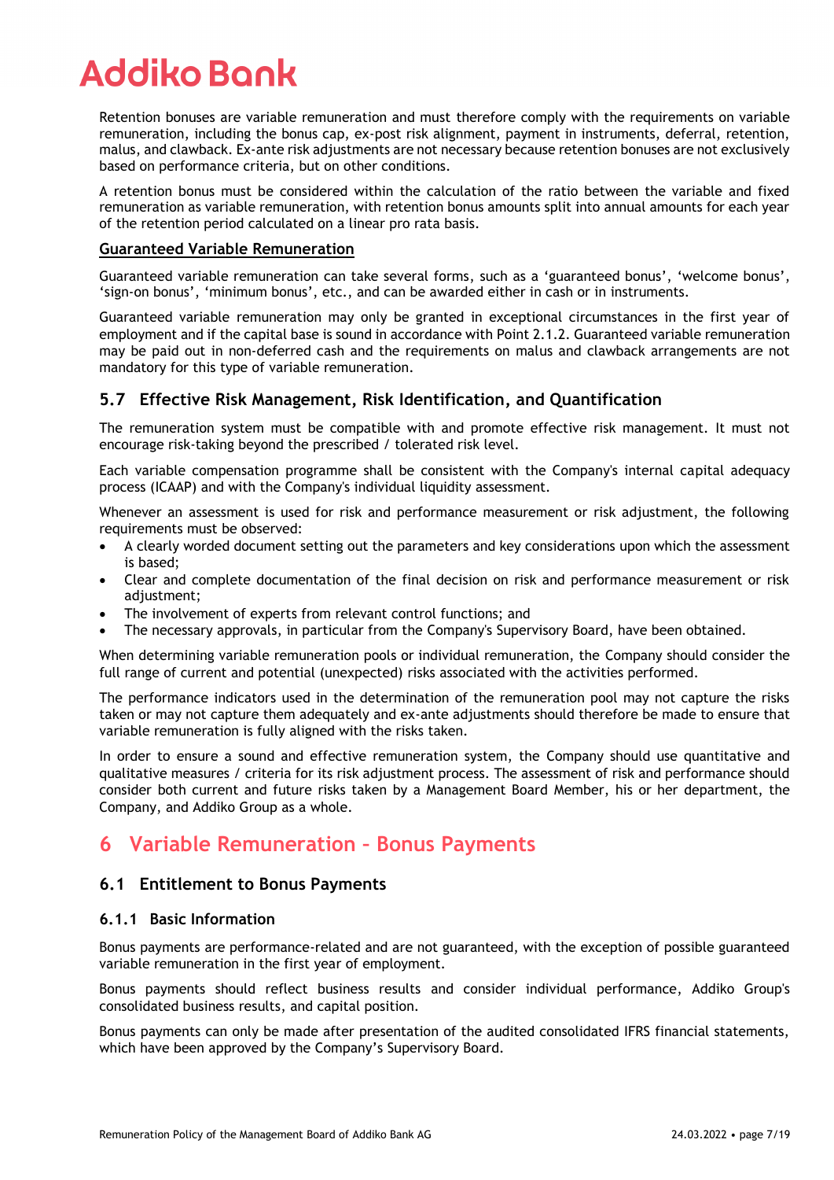Retention bonuses are variable remuneration and must therefore comply with the requirements on variable remuneration, including the bonus cap, ex-post risk alignment, payment in instruments, deferral, retention, malus, and clawback. Ex-ante risk adjustments are not necessary because retention bonuses are not exclusively based on performance criteria, but on other conditions.

A retention bonus must be considered within the calculation of the ratio between the variable and fixed remuneration as variable remuneration, with retention bonus amounts split into annual amounts for each year of the retention period calculated on a linear pro rata basis.

**Guaranteed Variable Remuneration**

Guaranteed variable remuneration can take several forms, such as a 'guaranteed bonus', 'welcome bonus', 'sign-on bonus', 'minimum bonus', etc., and can be awarded either in cash or in instruments.

Guaranteed variable remuneration may only be granted in exceptional circumstances in the first year of employment and if the capital base is sound in accordance with Point 2.1.2. Guaranteed variable remuneration may be paid out in non-deferred cash and the requirements on malus and clawback arrangements are not mandatory for this type of variable remuneration.

### 5.7 Effective Risk Management, Risk Identification, and Quantification

The remuneration system must be compatible with and promote effective risk management. It must not encourage risk-taking beyond the prescribed / tolerated risk level.

Each variable compensation programme shall be consistent with the Company's internal capital adequacy process (ICAAP) and with the Company's individual liquidity assessment.

Whenever an assessment is used for risk and performance measurement or risk adjustment, the following requirements must be observed:

- A clearly worded document setting out the parameters and key considerations upon which the assessment is based;
- Clear and complete documentation of the final decision on risk and performance measurement or risk adjustment;
- The involvement of experts from relevant control functions; and
- The necessary approvals, in particular from the Company's Supervisory Board, have been obtained.

When determining variable remuneration pools or individual remuneration, the Company should consider the full range of current and potential (unexpected) risks associated with the activities performed.

The performance indicators used in the determination of the remuneration pool may not capture the risks taken or may not capture them adequately and ex-ante adjustments should therefore be made to ensure that variable remuneration is fully aligned with the risks taken.

In order to ensure a sound and effective remuneration system, the Company should use quantitative and qualitative measures / criteria for its risk adjustment process. The assessment of risk and performance should consider both current and future risks taken by a Management Board Member, his or her department, the Company, and Addiko Group as a whole.

## 6 Variable Remuneration – Bonus Payments

### 6.1 Entitlement to Bonus Payments

#### 6.1.1 Basic Information

Bonus payments are performance-related and are not guaranteed, with the exception of possible guaranteed variable remuneration in the first year of employment.

Bonus payments should reflect business results and consider individual performance, Addiko Group's consolidated business results, and capital position.

Bonus payments can only be made after presentation of the audited consolidated IFRS financial statements, which have been approved by the Company's Supervisory Board.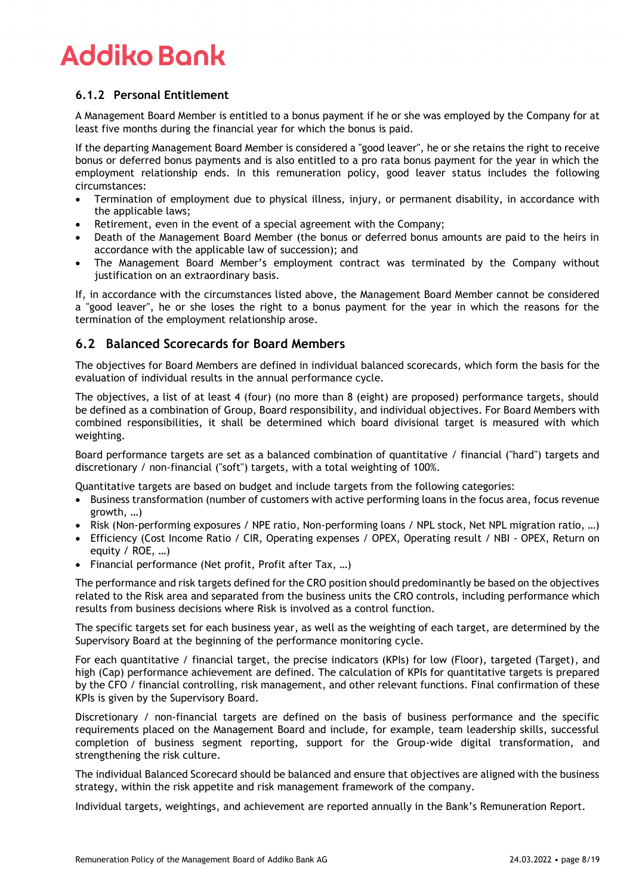### 6.1.2 Personal Entitlement

A Management Board Member is entitled to a bonus payment if he or she was employed by the Company for at least five months during the financial year for which the bonus is paid.

If the departing Management Board Member is considered a "good leaver", he or she retains the right to receive bonus or deferred bonus payments and is also entitled to a pro rata bonus payment for the year in which the employment relationship ends. In this remuneration policy, good leaver status includes the following circumstances:

- Termination of employment due to physical illness, injury, or permanent disability, in accordance with the applicable laws;
- Retirement, even in the event of a special agreement with the Company;
- Death of the Management Board Member (the bonus or deferred bonus amounts are paid to the heirs in accordance with the applicable law of succession); and
- The Management Board Member's employment contract was terminated by the Company without justification on an extraordinary basis.

If, in accordance with the circumstances listed above, the Management Board Member cannot be considered a "good leaver", he or she loses the right to a bonus payment for the year in which the reasons for the termination of the employment relationship arose.

## 6.2 Balanced Scorecards for Board Members

The objectives for Board Members are defined in individual balanced scorecards, which form the basis for the evaluation of individual results in the annual performance cycle.

The objectives, a list of at least 4 (four) (no more than 8 (eight) are proposed) performance targets, should be defined as a combination of Group, Board responsibility, and individual objectives. For Board Members with combined responsibilities, it shall be determined which board divisional target is measured with which weighting.

Board performance targets are set as a balanced combination of quantitative / financial ("hard") targets and discretionary / non-financial ("soft") targets, with a total weighting of 100%.

Quantitative targets are based on budget and include targets from the following categories:

- Business transformation (number of customers with active performing loans in the focus area, focus revenue growth, …)
- Risk (Non-performing exposures / NPE ratio, Non-performing loans / NPL stock, Net NPL migration ratio, …)
- Efficiency (Cost Income Ratio / CIR, Operating expenses / OPEX, Operating result / NBI - OPEX, Return on equity / ROE, …)
- Financial performance (Net profit, Profit after Tax, …)

The performance and risk targets defined for the CRO position should predominantly be based on the objectives related to the Risk area and separated from the business units the CRO controls, including performance which results from business decisions where Risk is involved as a control function.

The specific targets set for each business year, as well as the weighting of each target, are determined by the Supervisory Board at the beginning of the performance monitoring cycle.

For each quantitative / financial target, the precise indicators (KPIs) for low (Floor), targeted (Target), and high (Cap) performance achievement are defined. The calculation of KPIs for quantitative targets is prepared by the CFO / financial controlling, risk management, and other relevant functions. Final confirmation of these KPIs is given by the Supervisory Board.

Discretionary / non-financial targets are defined on the basis of business performance and the specific requirements placed on the Management Board and include, for example, team leadership skills, successful completion of business segment reporting, support for the Group-wide digital transformation, and strengthening the risk culture.

The individual Balanced Scorecard should be balanced and ensure that objectives are aligned with the business strategy, within the risk appetite and risk management framework of the company.

Individual targets, weightings, and achievement are reported annually in the Bank's Remuneration Report.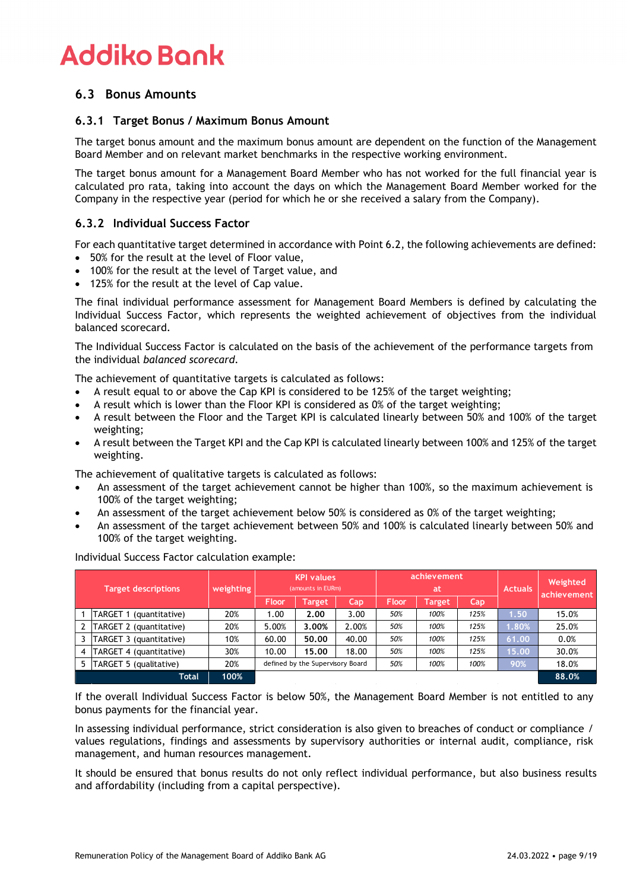## 6.3 Bonus Amounts

### 6.3.1 Target Bonus / Maximum Bonus Amount

The target bonus amount and the maximum bonus amount are dependent on the function of the Management Board Member and on relevant market benchmarks in the respective working environment.

The target bonus amount for a Management Board Member who has not worked for the full financial year is calculated pro rata, taking into account the days on which the Management Board Member worked for the Company in the respective year (period for which he or she received a salary from the Company).

### 6.3.2 Individual Success Factor

For each quantitative target determined in accordance with Point 6.2, the following achievements are defined:

- 50% for the result at the level of Floor value,
- 100% for the result at the level of Target value, and
- 125% for the result at the level of Cap value.

The final individual performance assessment for Management Board Members is defined by calculating the Individual Success Factor, which represents the weighted achievement of objectives from the individual balanced scorecard.

The Individual Success Factor is calculated on the basis of the achievement of the performance targets from the individual *balanced scorecard*.

The achievement of quantitative targets is calculated as follows:

- A result equal to or above the Cap KPI is considered to be 125% of the target weighting;
- A result which is lower than the Floor KPI is considered as 0% of the target weighting;
- A result between the Floor and the Target KPI is calculated linearly between 50% and 100% of the target weighting;
- A result between the Target KPI and the Cap KPI is calculated linearly between 100% and 125% of the target weighting.

The achievement of qualitative targets is calculated as follows:

- An assessment of the target achievement cannot be higher than 100%, so the maximum achievement is 100% of the target weighting;
- An assessment of the target achievement below 50% is considered as 0% of the target weighting;
- An assessment of the target achievement between 50% and 100% is calculated linearly between 50% and 100% of the target weighting.

Individual Success Factor calculation example:

| | Target descriptions | weighting | KPI values (amounts in EURm) | | | achievement at | | | Actuals | Weighted achievement |
|---|---|---|---|---|---|---|---|---|---|---|
| | | | Floor | Target | Cap | Floor | Target | Cap | | |
| 1 | TARGET 1 (quantitative) | 20% | 1.00 | **2.00** | 3.00 | *50%* | *100%* | *125%* | 1.50 | 15.0% |
| 2 | TARGET 2 (quantitative) | 20% | 5.00% | **3.00%** | 2.00% | *50%* | *100%* | *125%* | 1.80% | 25.0% |
| 3 | TARGET 3 (quantitative) | 10% | 60.00 | **50.00** | 40.00 | *50%* | *100%* | *125%* | 61.00 | 0.0% |
| 4 | TARGET 4 (quantitative) | 30% | 10.00 | **15.00** | 18.00 | *50%* | *100%* | *125%* | 15.00 | 30.0% |
| 5 | TARGET 5 (qualitative) | 20% | defined by the Supervisory Board | | | *50%* | *100%* | *100%* | 90% | 18.0% |
| | **Total** | **100%** | | | | | | | | **88.0%** |

If the overall Individual Success Factor is below 50%, the Management Board Member is not entitled to any bonus payments for the financial year.

In assessing individual performance, strict consideration is also given to breaches of conduct or compliance / values regulations, findings and assessments by supervisory authorities or internal audit, compliance, risk management, and human resources management.

It should be ensured that bonus results do not only reflect individual performance, but also business results and affordability (including from a capital perspective).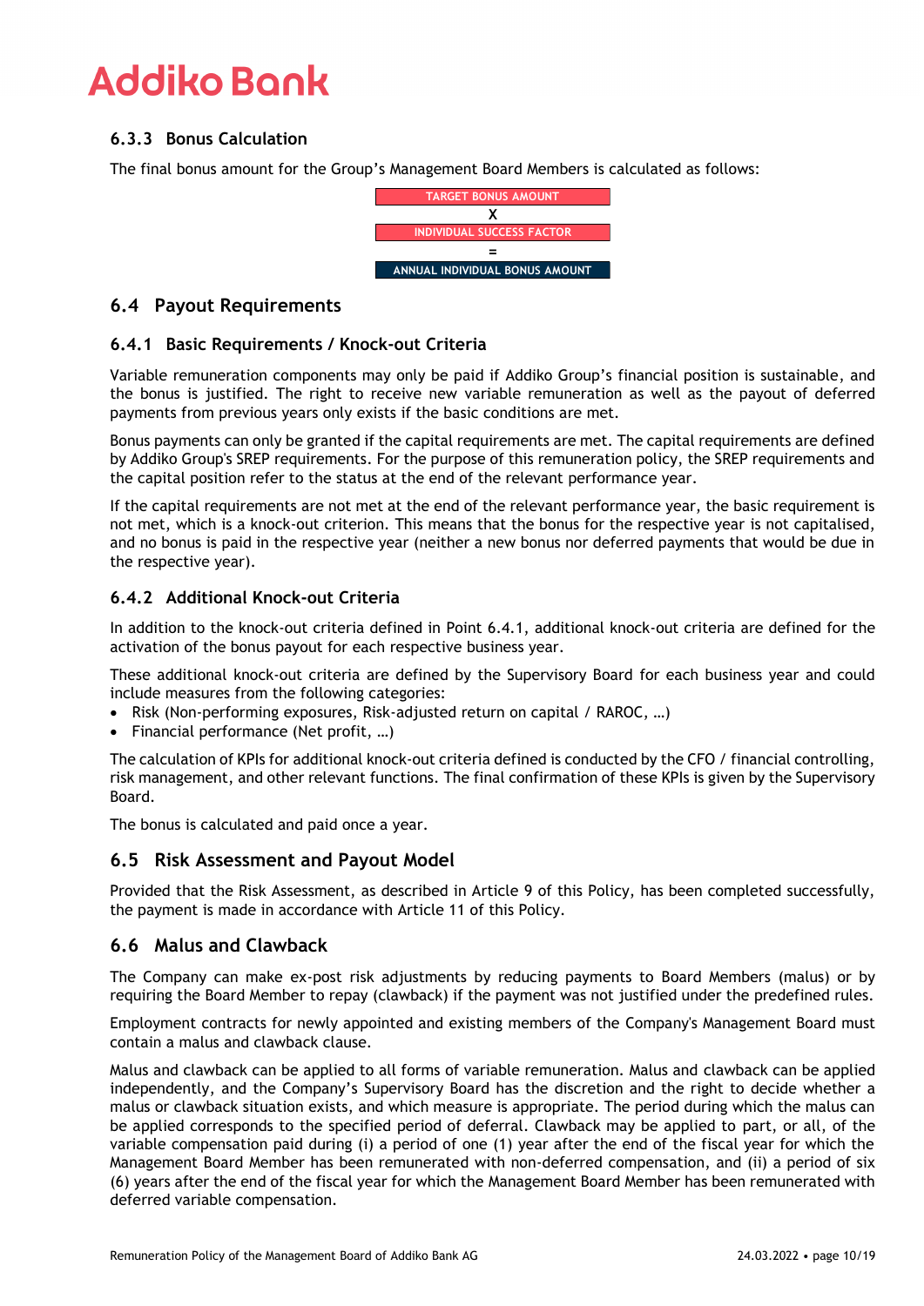### 6.3.3 Bonus Calculation

The final bonus amount for the Group's Management Board Members is calculated as follows:

TARGET BONUS AMOUNT

X

INDIVIDUAL SUCCESS FACTOR

=

ANNUAL INDIVIDUAL BONUS AMOUNT

## 6.4 Payout Requirements

### 6.4.1 Basic Requirements / Knock-out Criteria

Variable remuneration components may only be paid if Addiko Group's financial position is sustainable, and the bonus is justified. The right to receive new variable remuneration as well as the payout of deferred payments from previous years only exists if the basic conditions are met.

Bonus payments can only be granted if the capital requirements are met. The capital requirements are defined by Addiko Group's SREP requirements. For the purpose of this remuneration policy, the SREP requirements and the capital position refer to the status at the end of the relevant performance year.

If the capital requirements are not met at the end of the relevant performance year, the basic requirement is not met, which is a knock-out criterion. This means that the bonus for the respective year is not capitalised, and no bonus is paid in the respective year (neither a new bonus nor deferred payments that would be due in the respective year).

### 6.4.2 Additional Knock-out Criteria

In addition to the knock-out criteria defined in Point 6.4.1, additional knock-out criteria are defined for the activation of the bonus payout for each respective business year.

These additional knock-out criteria are defined by the Supervisory Board for each business year and could include measures from the following categories:

- Risk (Non-performing exposures, Risk-adjusted return on capital / RAROC, …)
- Financial performance (Net profit, …)

The calculation of KPIs for additional knock-out criteria defined is conducted by the CFO / financial controlling, risk management, and other relevant functions. The final confirmation of these KPIs is given by the Supervisory Board.

The bonus is calculated and paid once a year.

## 6.5 Risk Assessment and Payout Model

Provided that the Risk Assessment, as described in Article 9 of this Policy, has been completed successfully, the payment is made in accordance with Article 11 of this Policy.

## 6.6 Malus and Clawback

The Company can make ex-post risk adjustments by reducing payments to Board Members (malus) or by requiring the Board Member to repay (clawback) if the payment was not justified under the predefined rules.

Employment contracts for newly appointed and existing members of the Company's Management Board must contain a malus and clawback clause.

Malus and clawback can be applied to all forms of variable remuneration. Malus and clawback can be applied independently, and the Company's Supervisory Board has the discretion and the right to decide whether a malus or clawback situation exists, and which measure is appropriate. The period during which the malus can be applied corresponds to the specified period of deferral. Clawback may be applied to part, or all, of the variable compensation paid during (i) a period of one (1) year after the end of the fiscal year for which the Management Board Member has been remunerated with non-deferred compensation, and (ii) a period of six (6) years after the end of the fiscal year for which the Management Board Member has been remunerated with deferred variable compensation.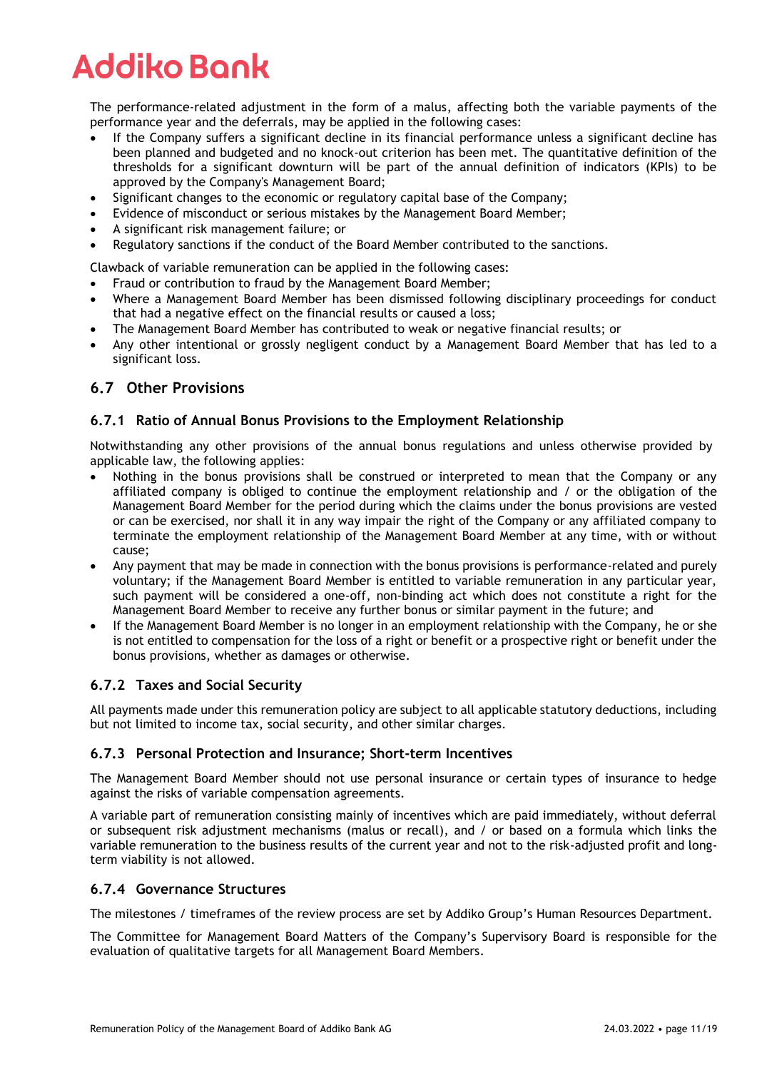The performance-related adjustment in the form of a malus, affecting both the variable payments of the performance year and the deferrals, may be applied in the following cases:

- If the Company suffers a significant decline in its financial performance unless a significant decline has been planned and budgeted and no knock-out criterion has been met. The quantitative definition of the thresholds for a significant downturn will be part of the annual definition of indicators (KPIs) to be approved by the Company's Management Board;
- Significant changes to the economic or regulatory capital base of the Company;
- Evidence of misconduct or serious mistakes by the Management Board Member;
- A significant risk management failure; or
- Regulatory sanctions if the conduct of the Board Member contributed to the sanctions.

Clawback of variable remuneration can be applied in the following cases:

- Fraud or contribution to fraud by the Management Board Member;
- Where a Management Board Member has been dismissed following disciplinary proceedings for conduct that had a negative effect on the financial results or caused a loss;
- The Management Board Member has contributed to weak or negative financial results; or
- Any other intentional or grossly negligent conduct by a Management Board Member that has led to a significant loss.

## 6.7 Other Provisions

### 6.7.1 Ratio of Annual Bonus Provisions to the Employment Relationship

Notwithstanding any other provisions of the annual bonus regulations and unless otherwise provided by applicable law, the following applies:

- Nothing in the bonus provisions shall be construed or interpreted to mean that the Company or any affiliated company is obliged to continue the employment relationship and / or the obligation of the Management Board Member for the period during which the claims under the bonus provisions are vested or can be exercised, nor shall it in any way impair the right of the Company or any affiliated company to terminate the employment relationship of the Management Board Member at any time, with or without cause;
- Any payment that may be made in connection with the bonus provisions is performance-related and purely voluntary; if the Management Board Member is entitled to variable remuneration in any particular year, such payment will be considered a one-off, non-binding act which does not constitute a right for the Management Board Member to receive any further bonus or similar payment in the future; and
- If the Management Board Member is no longer in an employment relationship with the Company, he or she is not entitled to compensation for the loss of a right or benefit or a prospective right or benefit under the bonus provisions, whether as damages or otherwise.

### 6.7.2 Taxes and Social Security

All payments made under this remuneration policy are subject to all applicable statutory deductions, including but not limited to income tax, social security, and other similar charges.

### 6.7.3 Personal Protection and Insurance; Short-term Incentives

The Management Board Member should not use personal insurance or certain types of insurance to hedge against the risks of variable compensation agreements.

A variable part of remuneration consisting mainly of incentives which are paid immediately, without deferral or subsequent risk adjustment mechanisms (malus or recall), and / or based on a formula which links the variable remuneration to the business results of the current year and not to the risk-adjusted profit and long-term viability is not allowed.

### 6.7.4 Governance Structures

The milestones / timeframes of the review process are set by Addiko Group's Human Resources Department.

The Committee for Management Board Matters of the Company's Supervisory Board is responsible for the evaluation of qualitative targets for all Management Board Members.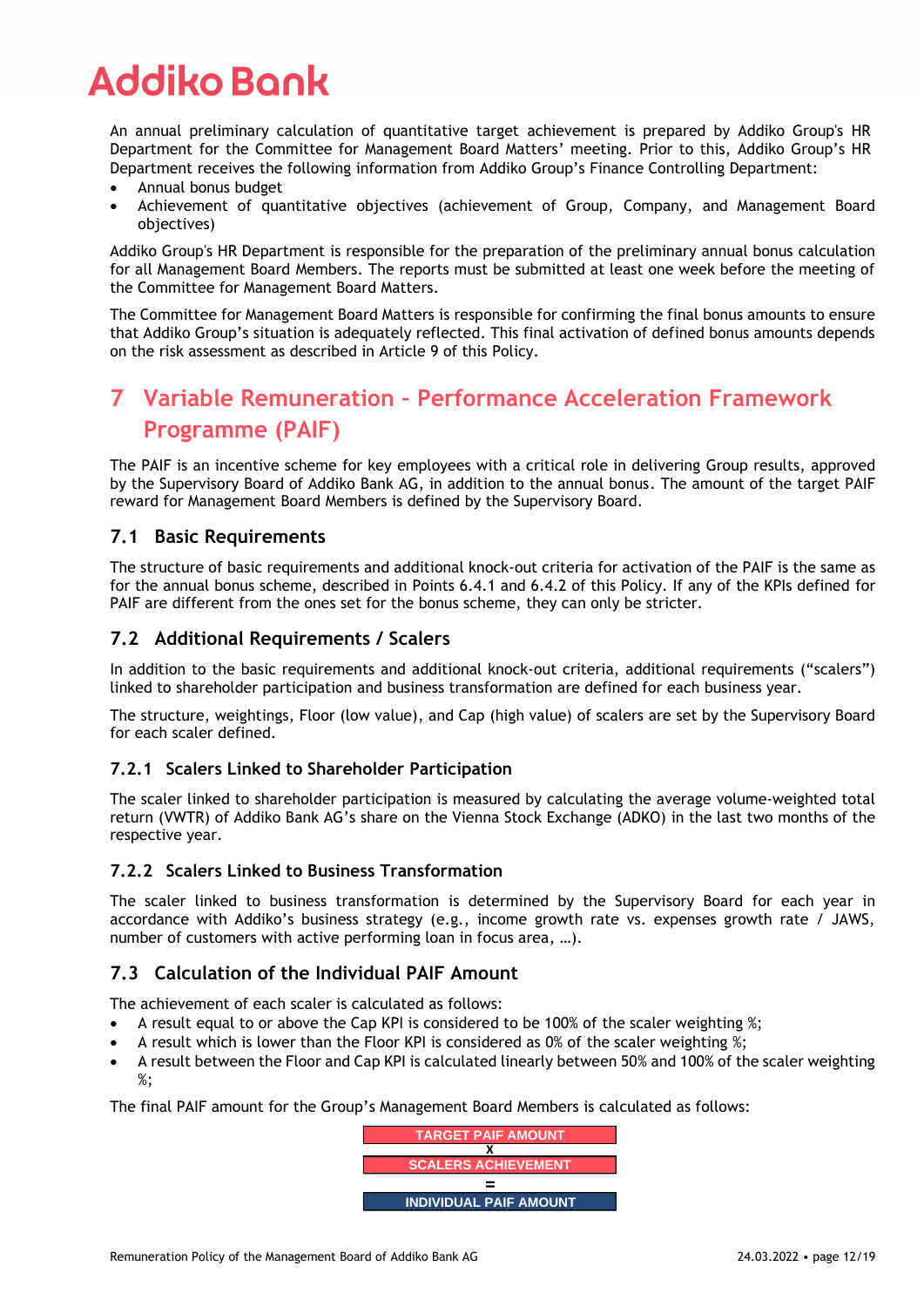An annual preliminary calculation of quantitative target achievement is prepared by Addiko Group's HR Department for the Committee for Management Board Matters' meeting. Prior to this, Addiko Group's HR Department receives the following information from Addiko Group's Finance Controlling Department:

- Annual bonus budget
- Achievement of quantitative objectives (achievement of Group, Company, and Management Board objectives)

Addiko Group's HR Department is responsible for the preparation of the preliminary annual bonus calculation for all Management Board Members. The reports must be submitted at least one week before the meeting of the Committee for Management Board Matters.

The Committee for Management Board Matters is responsible for confirming the final bonus amounts to ensure that Addiko Group's situation is adequately reflected. This final activation of defined bonus amounts depends on the risk assessment as described in Article 9 of this Policy.

# 7 Variable Remuneration – Performance Acceleration Framework Programme (PAIF)

The PAIF is an incentive scheme for key employees with a critical role in delivering Group results, approved by the Supervisory Board of Addiko Bank AG, in addition to the annual bonus. The amount of the target PAIF reward for Management Board Members is defined by the Supervisory Board.

## 7.1 Basic Requirements

The structure of basic requirements and additional knock-out criteria for activation of the PAIF is the same as for the annual bonus scheme, described in Points 6.4.1 and 6.4.2 of this Policy. If any of the KPIs defined for PAIF are different from the ones set for the bonus scheme, they can only be stricter.

## 7.2 Additional Requirements / Scalers

In addition to the basic requirements and additional knock-out criteria, additional requirements ("scalers") linked to shareholder participation and business transformation are defined for each business year.

The structure, weightings, Floor (low value), and Cap (high value) of scalers are set by the Supervisory Board for each scaler defined.

### 7.2.1 Scalers Linked to Shareholder Participation

The scaler linked to shareholder participation is measured by calculating the average volume-weighted total return (VWTR) of Addiko Bank AG's share on the Vienna Stock Exchange (ADKO) in the last two months of the respective year.

### 7.2.2 Scalers Linked to Business Transformation

The scaler linked to business transformation is determined by the Supervisory Board for each year in accordance with Addiko's business strategy (e.g., income growth rate vs. expenses growth rate / JAWS, number of customers with active performing loan in focus area, …).

## 7.3 Calculation of the Individual PAIF Amount

The achievement of each scaler is calculated as follows:

- A result equal to or above the Cap KPI is considered to be 100% of the scaler weighting %;
- A result which is lower than the Floor KPI is considered as 0% of the scaler weighting %;
- A result between the Floor and Cap KPI is calculated linearly between 50% and 100% of the scaler weighting %;

The final PAIF amount for the Group's Management Board Members is calculated as follows:

**TARGET PAIF AMOUNT**
**X**
**SCALERS ACHIEVEMENT**
**=**
**INDIVIDUAL PAIF AMOUNT**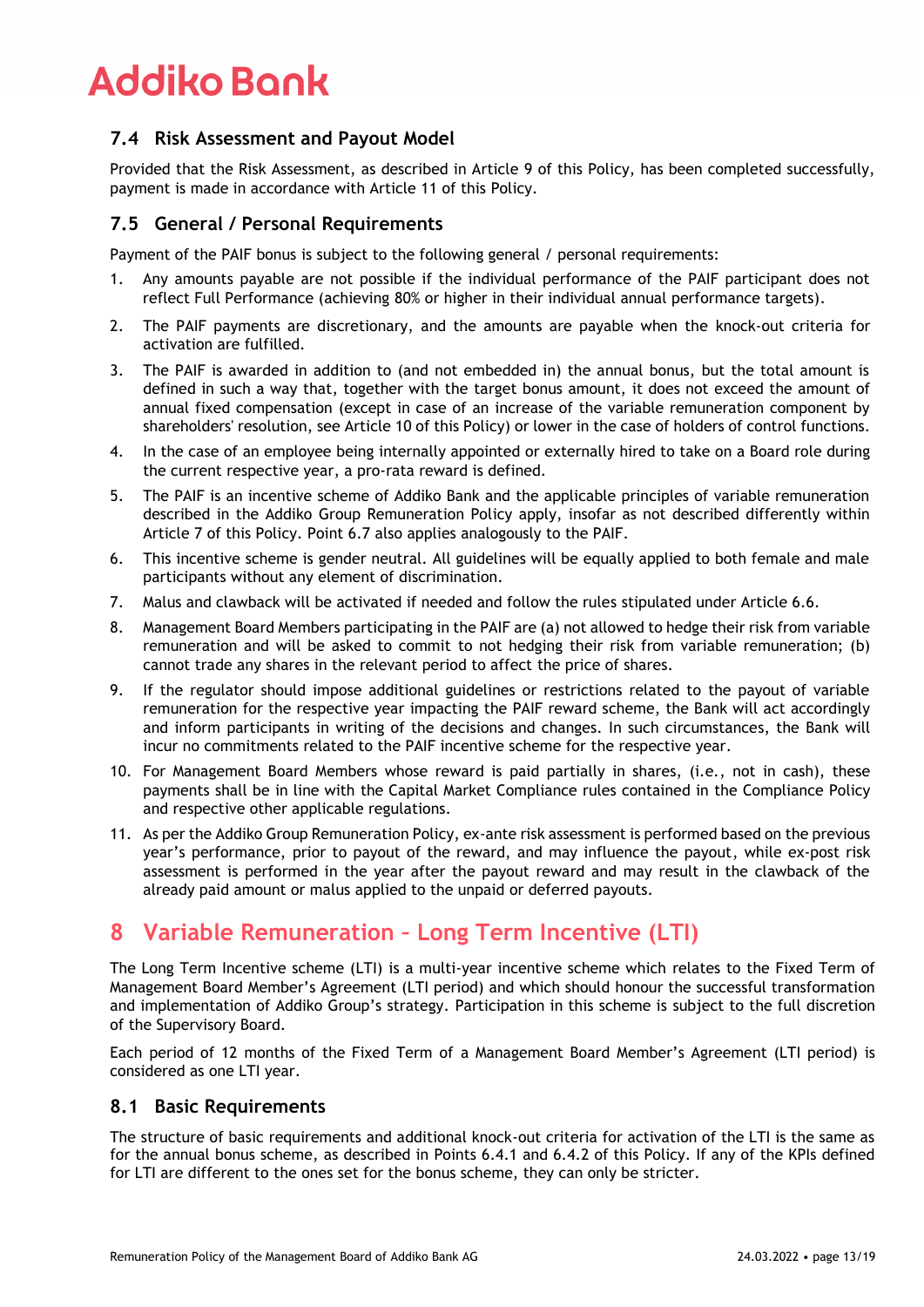### 7.4 Risk Assessment and Payout Model

Provided that the Risk Assessment, as described in Article 9 of this Policy, has been completed successfully, payment is made in accordance with Article 11 of this Policy.

### 7.5 General / Personal Requirements

Payment of the PAIF bonus is subject to the following general / personal requirements:

1. Any amounts payable are not possible if the individual performance of the PAIF participant does not reflect Full Performance (achieving 80% or higher in their individual annual performance targets).
2. The PAIF payments are discretionary, and the amounts are payable when the knock-out criteria for activation are fulfilled.
3. The PAIF is awarded in addition to (and not embedded in) the annual bonus, but the total amount is defined in such a way that, together with the target bonus amount, it does not exceed the amount of annual fixed compensation (except in case of an increase of the variable remuneration component by shareholders' resolution, see Article 10 of this Policy) or lower in the case of holders of control functions.
4. In the case of an employee being internally appointed or externally hired to take on a Board role during the current respective year, a pro-rata reward is defined.
5. The PAIF is an incentive scheme of Addiko Bank and the applicable principles of variable remuneration described in the Addiko Group Remuneration Policy apply, insofar as not described differently within Article 7 of this Policy. Point 6.7 also applies analogously to the PAIF.
6. This incentive scheme is gender neutral. All guidelines will be equally applied to both female and male participants without any element of discrimination.
7. Malus and clawback will be activated if needed and follow the rules stipulated under Article 6.6.
8. Management Board Members participating in the PAIF are (a) not allowed to hedge their risk from variable remuneration and will be asked to commit to not hedging their risk from variable remuneration; (b) cannot trade any shares in the relevant period to affect the price of shares.
9. If the regulator should impose additional guidelines or restrictions related to the payout of variable remuneration for the respective year impacting the PAIF reward scheme, the Bank will act accordingly and inform participants in writing of the decisions and changes. In such circumstances, the Bank will incur no commitments related to the PAIF incentive scheme for the respective year.
10. For Management Board Members whose reward is paid partially in shares, (i.e., not in cash), these payments shall be in line with the Capital Market Compliance rules contained in the Compliance Policy and respective other applicable regulations.
11. As per the Addiko Group Remuneration Policy, ex-ante risk assessment is performed based on the previous year's performance, prior to payout of the reward, and may influence the payout, while ex-post risk assessment is performed in the year after the payout reward and may result in the clawback of the already paid amount or malus applied to the unpaid or deferred payouts.

## 8 Variable Remuneration – Long Term Incentive (LTI)

The Long Term Incentive scheme (LTI) is a multi-year incentive scheme which relates to the Fixed Term of Management Board Member's Agreement (LTI period) and which should honour the successful transformation and implementation of Addiko Group's strategy. Participation in this scheme is subject to the full discretion of the Supervisory Board.

Each period of 12 months of the Fixed Term of a Management Board Member's Agreement (LTI period) is considered as one LTI year.

### 8.1 Basic Requirements

The structure of basic requirements and additional knock-out criteria for activation of the LTI is the same as for the annual bonus scheme, as described in Points 6.4.1 and 6.4.2 of this Policy. If any of the KPIs defined for LTI are different to the ones set for the bonus scheme, they can only be stricter.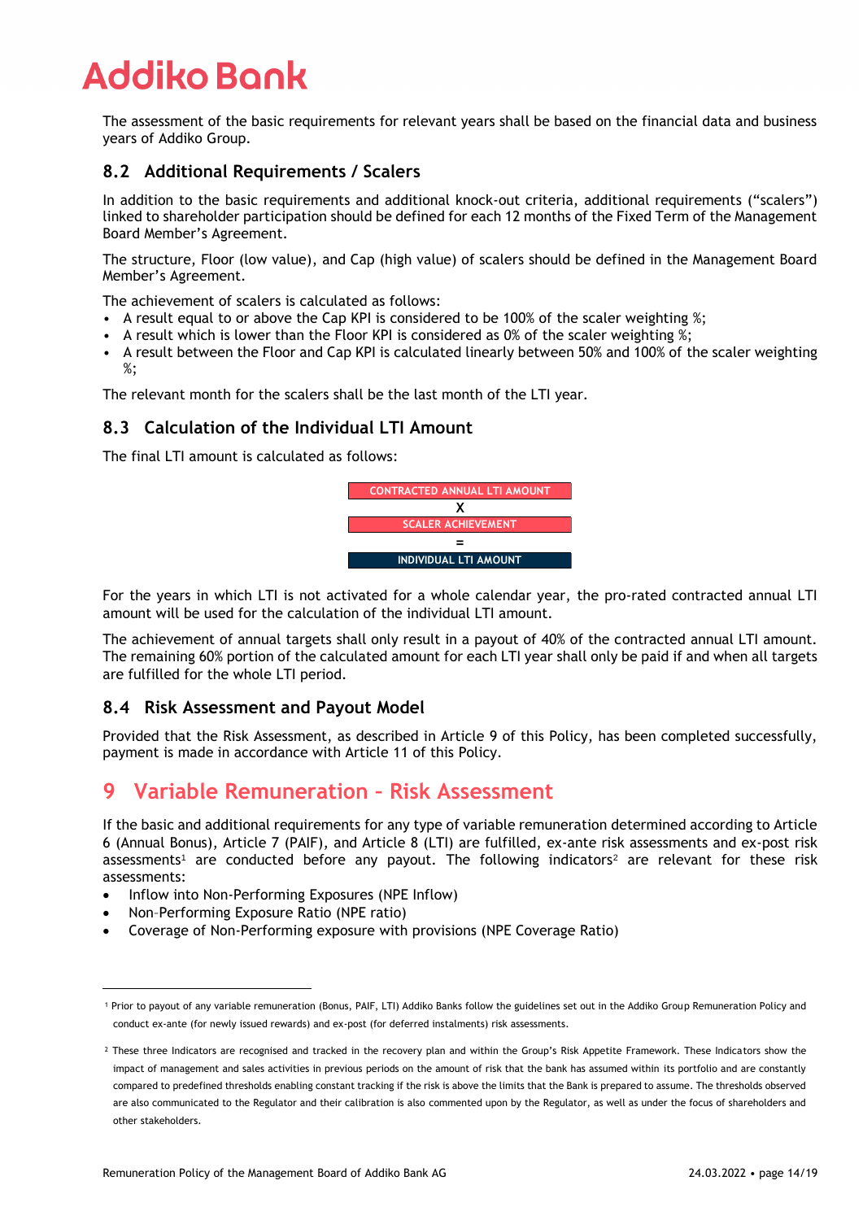The assessment of the basic requirements for relevant years shall be based on the financial data and business years of Addiko Group.

## 8.2 Additional Requirements / Scalers

In addition to the basic requirements and additional knock-out criteria, additional requirements ("scalers") linked to shareholder participation should be defined for each 12 months of the Fixed Term of the Management Board Member's Agreement.

The structure, Floor (low value), and Cap (high value) of scalers should be defined in the Management Board Member's Agreement.

The achievement of scalers is calculated as follows:

- A result equal to or above the Cap KPI is considered to be 100% of the scaler weighting %;
- A result which is lower than the Floor KPI is considered as 0% of the scaler weighting %;
- A result between the Floor and Cap KPI is calculated linearly between 50% and 100% of the scaler weighting %;

The relevant month for the scalers shall be the last month of the LTI year.

## 8.3 Calculation of the Individual LTI Amount

The final LTI amount is calculated as follows:

CONTRACTED ANNUAL LTI AMOUNT
X
SCALER ACHIEVEMENT
=
INDIVIDUAL LTI AMOUNT

For the years in which LTI is not activated for a whole calendar year, the pro-rated contracted annual LTI amount will be used for the calculation of the individual LTI amount.

The achievement of annual targets shall only result in a payout of 40% of the contracted annual LTI amount. The remaining 60% portion of the calculated amount for each LTI year shall only be paid if and when all targets are fulfilled for the whole LTI period.

## 8.4 Risk Assessment and Payout Model

Provided that the Risk Assessment, as described in Article 9 of this Policy, has been completed successfully, payment is made in accordance with Article 11 of this Policy.

# 9 Variable Remuneration – Risk Assessment

If the basic and additional requirements for any type of variable remuneration determined according to Article 6 (Annual Bonus), Article 7 (PAIF), and Article 8 (LTI) are fulfilled, ex-ante risk assessments and ex-post risk assessments[1] are conducted before any payout. The following indicators[2] are relevant for these risk assessments:

- Inflow into Non-Performing Exposures (NPE Inflow)
- Non-Performing Exposure Ratio (NPE ratio)
- Coverage of Non-Performing exposure with provisions (NPE Coverage Ratio)

---

[1] Prior to payout of any variable remuneration (Bonus, PAIF, LTI) Addiko Banks follow the guidelines set out in the Addiko Group Remuneration Policy and conduct ex-ante (for newly issued rewards) and ex-post (for deferred instalments) risk assessments.

[2] These three Indicators are recognised and tracked in the recovery plan and within the Group's Risk Appetite Framework. These Indicators show the impact of management and sales activities in previous periods on the amount of risk that the bank has assumed within its portfolio and are constantly compared to predefined thresholds enabling constant tracking if the risk is above the limits that the Bank is prepared to assume. The thresholds observed are also communicated to the Regulator and their calibration is also commented upon by the Regulator, as well as under the focus of shareholders and other stakeholders.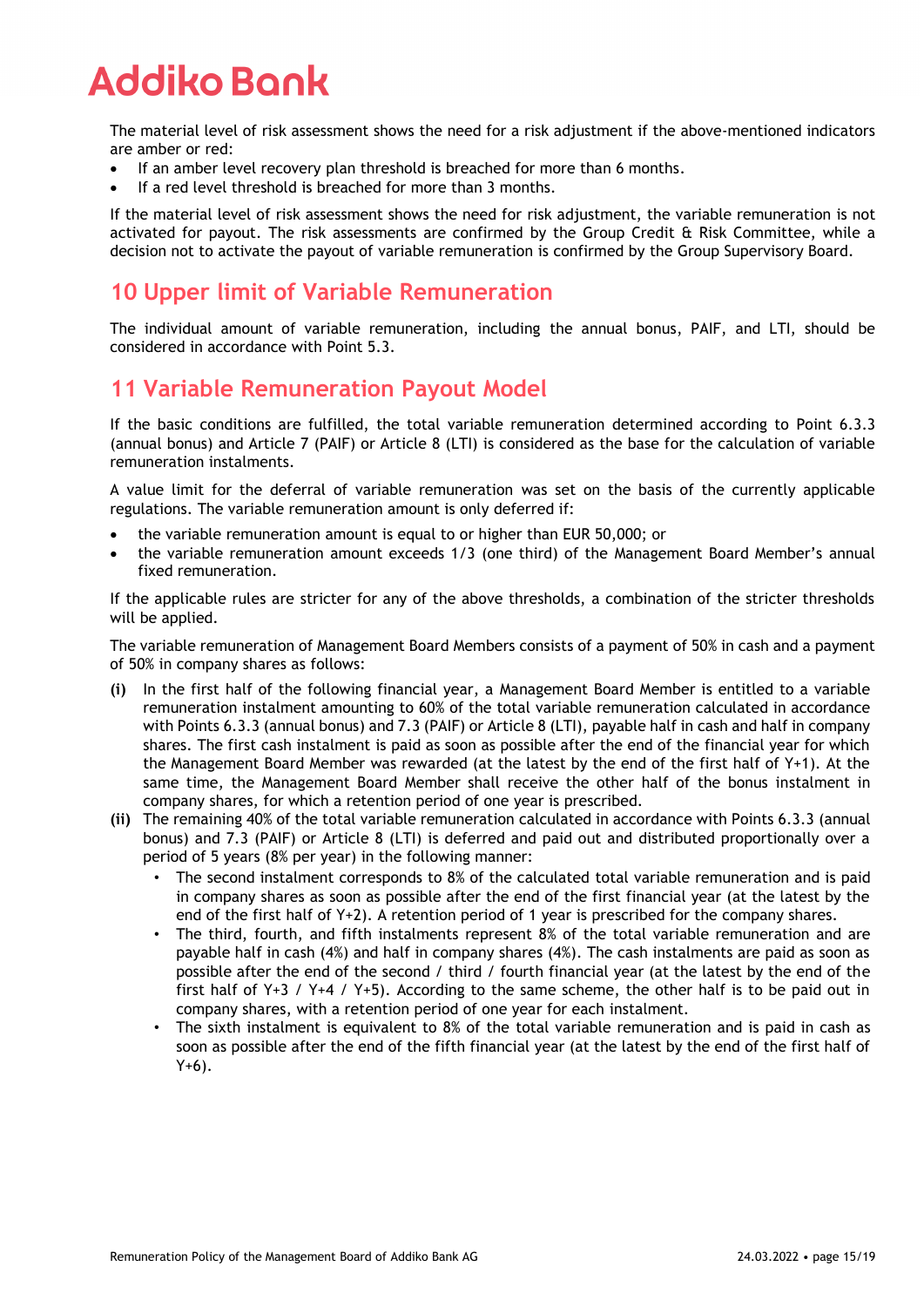The material level of risk assessment shows the need for a risk adjustment if the above-mentioned indicators are amber or red:

- If an amber level recovery plan threshold is breached for more than 6 months.
- If a red level threshold is breached for more than 3 months.

If the material level of risk assessment shows the need for risk adjustment, the variable remuneration is not activated for payout. The risk assessments are confirmed by the Group Credit & Risk Committee, while a decision not to activate the payout of variable remuneration is confirmed by the Group Supervisory Board.

## 10 Upper limit of Variable Remuneration

The individual amount of variable remuneration, including the annual bonus, PAIF, and LTI, should be considered in accordance with Point 5.3.

## 11 Variable Remuneration Payout Model

If the basic conditions are fulfilled, the total variable remuneration determined according to Point 6.3.3 (annual bonus) and Article 7 (PAIF) or Article 8 (LTI) is considered as the base for the calculation of variable remuneration instalments.

A value limit for the deferral of variable remuneration was set on the basis of the currently applicable regulations. The variable remuneration amount is only deferred if:

- the variable remuneration amount is equal to or higher than EUR 50,000; or
- the variable remuneration amount exceeds 1/3 (one third) of the Management Board Member's annual fixed remuneration.

If the applicable rules are stricter for any of the above thresholds, a combination of the stricter thresholds will be applied.

The variable remuneration of Management Board Members consists of a payment of 50% in cash and a payment of 50% in company shares as follows:

**(i)** In the first half of the following financial year, a Management Board Member is entitled to a variable remuneration instalment amounting to 60% of the total variable remuneration calculated in accordance with Points 6.3.3 (annual bonus) and 7.3 (PAIF) or Article 8 (LTI), payable half in cash and half in company shares. The first cash instalment is paid as soon as possible after the end of the financial year for which the Management Board Member was rewarded (at the latest by the end of the first half of Y+1). At the same time, the Management Board Member shall receive the other half of the bonus instalment in company shares, for which a retention period of one year is prescribed.

**(ii)** The remaining 40% of the total variable remuneration calculated in accordance with Points 6.3.3 (annual bonus) and 7.3 (PAIF) or Article 8 (LTI) is deferred and paid out and distributed proportionally over a period of 5 years (8% per year) in the following manner:

- The second instalment corresponds to 8% of the calculated total variable remuneration and is paid in company shares as soon as possible after the end of the first financial year (at the latest by the end of the first half of Y+2). A retention period of 1 year is prescribed for the company shares.
- The third, fourth, and fifth instalments represent 8% of the total variable remuneration and are payable half in cash (4%) and half in company shares (4%). The cash instalments are paid as soon as possible after the end of the second / third / fourth financial year (at the latest by the end of the first half of Y+3 / Y+4 / Y+5). According to the same scheme, the other half is to be paid out in company shares, with a retention period of one year for each instalment.
- The sixth instalment is equivalent to 8% of the total variable remuneration and is paid in cash as soon as possible after the end of the fifth financial year (at the latest by the end of the first half of Y+6).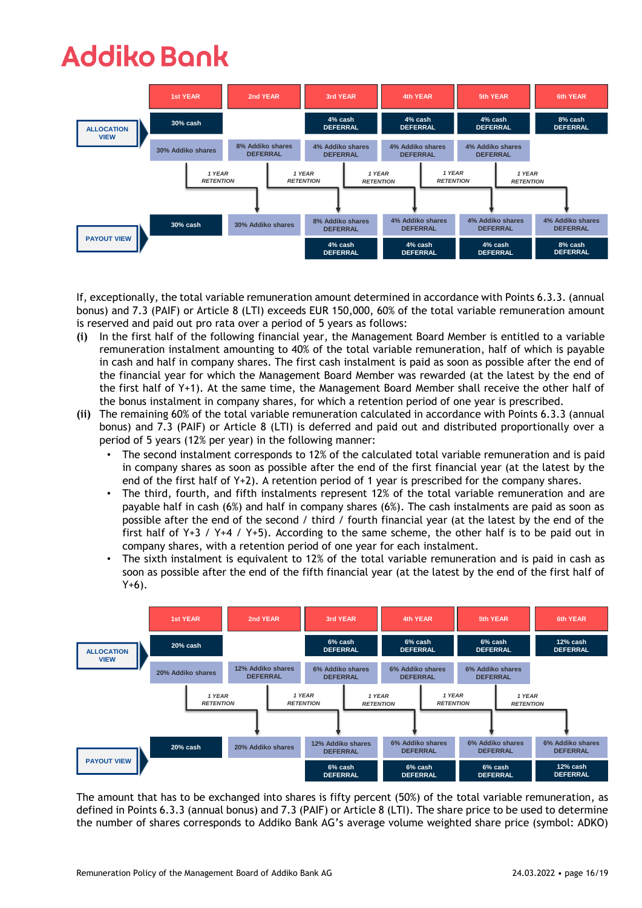| | 1st YEAR | 2nd YEAR | 3rd YEAR | 4th YEAR | 5th YEAR | 6th YEAR |
|---|---|---|---|---|---|---|
| ALLOCATION VIEW | 30% cash | | 4% cash DEFERRAL | 4% cash DEFERRAL | 4% cash DEFERRAL | 8% cash DEFERRAL |
| | 30% Addiko shares | 8% Addiko shares DEFERRAL | 4% Addiko shares DEFERRAL | 4% Addiko shares DEFERRAL | 4% Addiko shares DEFERRAL | |
| | 1 YEAR RETENTION | 1 YEAR RETENTION | 1 YEAR RETENTION | 1 YEAR RETENTION | 1 YEAR RETENTION | |
| PAYOUT VIEW | 30% cash | 30% Addiko shares | 8% Addiko shares DEFERRAL | 4% Addiko shares DEFERRAL | 4% Addiko shares DEFERRAL | 4% Addiko shares DEFERRAL |
| | | | 4% cash DEFERRAL | 4% cash DEFERRAL | 4% cash DEFERRAL | 8% cash DEFERRAL |

If, exceptionally, the total variable remuneration amount determined in accordance with Points 6.3.3. (annual bonus) and 7.3 (PAIF) or Article 8 (LTI) exceeds EUR 150,000, 60% of the total variable remuneration amount is reserved and paid out pro rata over a period of 5 years as follows:

**(i)** In the first half of the following financial year, the Management Board Member is entitled to a variable remuneration instalment amounting to 40% of the total variable remuneration, half of which is payable in cash and half in company shares. The first cash instalment is paid as soon as possible after the end of the financial year for which the Management Board Member was rewarded (at the latest by the end of the first half of Y+1). At the same time, the Management Board Member shall receive the other half of the bonus instalment in company shares, for which a retention period of one year is prescribed.

**(ii)** The remaining 60% of the total variable remuneration calculated in accordance with Points 6.3.3 (annual bonus) and 7.3 (PAIF) or Article 8 (LTI) is deferred and paid out and distributed proportionally over a period of 5 years (12% per year) in the following manner:

- The second instalment corresponds to 12% of the calculated total variable remuneration and is paid in company shares as soon as possible after the end of the first financial year (at the latest by the end of the first half of Y+2). A retention period of 1 year is prescribed for the company shares.
- The third, fourth, and fifth instalments represent 12% of the total variable remuneration and are payable half in cash (6%) and half in company shares (6%). The cash instalments are paid as soon as possible after the end of the second / third / fourth financial year (at the latest by the end of the first half of Y+3 / Y+4 / Y+5). According to the same scheme, the other half is to be paid out in company shares, with a retention period of one year for each instalment.
- The sixth instalment is equivalent to 12% of the total variable remuneration and is paid in cash as soon as possible after the end of the fifth financial year (at the latest by the end of the first half of Y+6).

| | 1st YEAR | 2nd YEAR | 3rd YEAR | 4th YEAR | 5th YEAR | 6th YEAR |
|---|---|---|---|---|---|---|
| ALLOCATION VIEW | 20% cash | | 6% cash DEFERRAL | 6% cash DEFERRAL | 6% cash DEFERRAL | 12% cash DEFERRAL |
| | 20% Addiko shares | 12% Addiko shares DEFERRAL | 6% Addiko shares DEFERRAL | 6% Addiko shares DEFERRAL | 6% Addiko shares DEFERRAL | |
| | 1 YEAR RETENTION | 1 YEAR RETENTION | 1 YEAR RETENTION | 1 YEAR RETENTION | 1 YEAR RETENTION | |
| PAYOUT VIEW | 20% cash | 20% Addiko shares | 12% Addiko shares DEFERRAL | 6% Addiko shares DEFERRAL | 6% Addiko shares DEFERRAL | 6% Addiko shares DEFERRAL |
| | | | 6% cash DEFERRAL | 6% cash DEFERRAL | 6% cash DEFERRAL | 12% cash DEFERRAL |

The amount that has to be exchanged into shares is fifty percent (50%) of the total variable remuneration, as defined in Points 6.3.3 (annual bonus) and 7.3 (PAIF) or Article 8 (LTI). The share price to be used to determine the number of shares corresponds to Addiko Bank AG's average volume weighted share price (symbol: ADKO)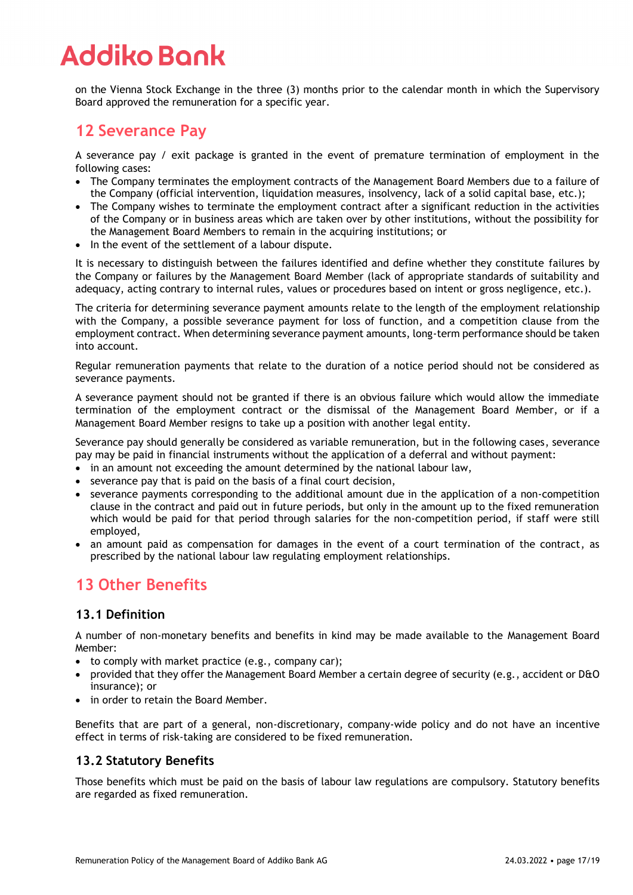on the Vienna Stock Exchange in the three (3) months prior to the calendar month in which the Supervisory Board approved the remuneration for a specific year.

## 12 Severance Pay

A severance pay / exit package is granted in the event of premature termination of employment in the following cases:

- The Company terminates the employment contracts of the Management Board Members due to a failure of the Company (official intervention, liquidation measures, insolvency, lack of a solid capital base, etc.);
- The Company wishes to terminate the employment contract after a significant reduction in the activities of the Company or in business areas which are taken over by other institutions, without the possibility for the Management Board Members to remain in the acquiring institutions; or
- In the event of the settlement of a labour dispute.

It is necessary to distinguish between the failures identified and define whether they constitute failures by the Company or failures by the Management Board Member (lack of appropriate standards of suitability and adequacy, acting contrary to internal rules, values or procedures based on intent or gross negligence, etc.).

The criteria for determining severance payment amounts relate to the length of the employment relationship with the Company, a possible severance payment for loss of function, and a competition clause from the employment contract. When determining severance payment amounts, long-term performance should be taken into account.

Regular remuneration payments that relate to the duration of a notice period should not be considered as severance payments.

A severance payment should not be granted if there is an obvious failure which would allow the immediate termination of the employment contract or the dismissal of the Management Board Member, or if a Management Board Member resigns to take up a position with another legal entity.

Severance pay should generally be considered as variable remuneration, but in the following cases, severance pay may be paid in financial instruments without the application of a deferral and without payment:

- in an amount not exceeding the amount determined by the national labour law,
- severance pay that is paid on the basis of a final court decision,
- severance payments corresponding to the additional amount due in the application of a non-competition clause in the contract and paid out in future periods, but only in the amount up to the fixed remuneration which would be paid for that period through salaries for the non-competition period, if staff were still employed,
- an amount paid as compensation for damages in the event of a court termination of the contract, as prescribed by the national labour law regulating employment relationships.

## 13 Other Benefits

### 13.1 Definition

A number of non-monetary benefits and benefits in kind may be made available to the Management Board Member:

- to comply with market practice (e.g., company car);
- provided that they offer the Management Board Member a certain degree of security (e.g., accident or D&O insurance); or
- in order to retain the Board Member.

Benefits that are part of a general, non-discretionary, company-wide policy and do not have an incentive effect in terms of risk-taking are considered to be fixed remuneration.

### 13.2 Statutory Benefits

Those benefits which must be paid on the basis of labour law regulations are compulsory. Statutory benefits are regarded as fixed remuneration.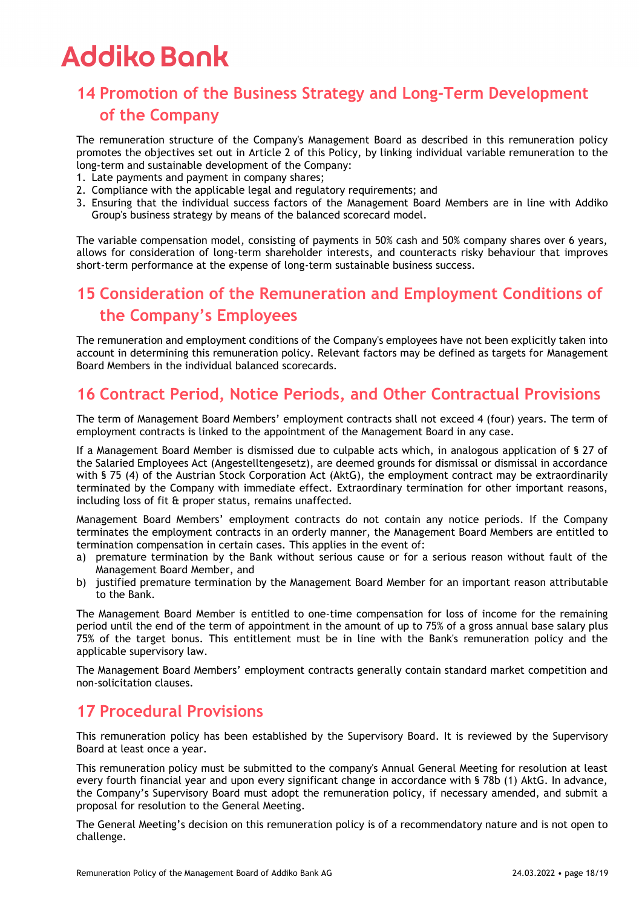## 14 Promotion of the Business Strategy and Long-Term Development of the Company

The remuneration structure of the Company's Management Board as described in this remuneration policy promotes the objectives set out in Article 2 of this Policy, by linking individual variable remuneration to the long-term and sustainable development of the Company:

1. Late payments and payment in company shares;
2. Compliance with the applicable legal and regulatory requirements; and
3. Ensuring that the individual success factors of the Management Board Members are in line with Addiko Group's business strategy by means of the balanced scorecard model.

The variable compensation model, consisting of payments in 50% cash and 50% company shares over 6 years, allows for consideration of long-term shareholder interests, and counteracts risky behaviour that improves short-term performance at the expense of long-term sustainable business success.

## 15 Consideration of the Remuneration and Employment Conditions of the Company's Employees

The remuneration and employment conditions of the Company's employees have not been explicitly taken into account in determining this remuneration policy. Relevant factors may be defined as targets for Management Board Members in the individual balanced scorecards.

## 16 Contract Period, Notice Periods, and Other Contractual Provisions

The term of Management Board Members' employment contracts shall not exceed 4 (four) years. The term of employment contracts is linked to the appointment of the Management Board in any case.

If a Management Board Member is dismissed due to culpable acts which, in analogous application of § 27 of the Salaried Employees Act (Angestelltengesetz), are deemed grounds for dismissal or dismissal in accordance with § 75 (4) of the Austrian Stock Corporation Act (AktG), the employment contract may be extraordinarily terminated by the Company with immediate effect. Extraordinary termination for other important reasons, including loss of fit & proper status, remains unaffected.

Management Board Members' employment contracts do not contain any notice periods. If the Company terminates the employment contracts in an orderly manner, the Management Board Members are entitled to termination compensation in certain cases. This applies in the event of:

a) premature termination by the Bank without serious cause or for a serious reason without fault of the Management Board Member, and
b) justified premature termination by the Management Board Member for an important reason attributable to the Bank.

The Management Board Member is entitled to one-time compensation for loss of income for the remaining period until the end of the term of appointment in the amount of up to 75% of a gross annual base salary plus 75% of the target bonus. This entitlement must be in line with the Bank's remuneration policy and the applicable supervisory law.

The Management Board Members' employment contracts generally contain standard market competition and non-solicitation clauses.

## 17 Procedural Provisions

This remuneration policy has been established by the Supervisory Board. It is reviewed by the Supervisory Board at least once a year.

This remuneration policy must be submitted to the company's Annual General Meeting for resolution at least every fourth financial year and upon every significant change in accordance with § 78b (1) AktG. In advance, the Company's Supervisory Board must adopt the remuneration policy, if necessary amended, and submit a proposal for resolution to the General Meeting.

The General Meeting's decision on this remuneration policy is of a recommendatory nature and is not open to challenge.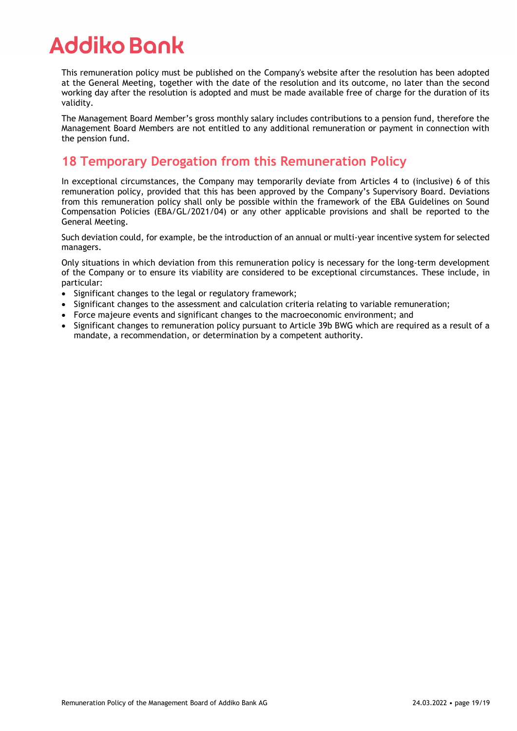This remuneration policy must be published on the Company's website after the resolution has been adopted at the General Meeting, together with the date of the resolution and its outcome, no later than the second working day after the resolution is adopted and must be made available free of charge for the duration of its validity.

The Management Board Member's gross monthly salary includes contributions to a pension fund, therefore the Management Board Members are not entitled to any additional remuneration or payment in connection with the pension fund.

## 18 Temporary Derogation from this Remuneration Policy

In exceptional circumstances, the Company may temporarily deviate from Articles 4 to (inclusive) 6 of this remuneration policy, provided that this has been approved by the Company's Supervisory Board. Deviations from this remuneration policy shall only be possible within the framework of the EBA Guidelines on Sound Compensation Policies (EBA/GL/2021/04) or any other applicable provisions and shall be reported to the General Meeting.

Such deviation could, for example, be the introduction of an annual or multi-year incentive system for selected managers.

Only situations in which deviation from this remuneration policy is necessary for the long-term development of the Company or to ensure its viability are considered to be exceptional circumstances. These include, in particular:

- Significant changes to the legal or regulatory framework;
- Significant changes to the assessment and calculation criteria relating to variable remuneration;
- Force majeure events and significant changes to the macroeconomic environment; and
- Significant changes to remuneration policy pursuant to Article 39b BWG which are required as a result of a mandate, a recommendation, or determination by a competent authority.